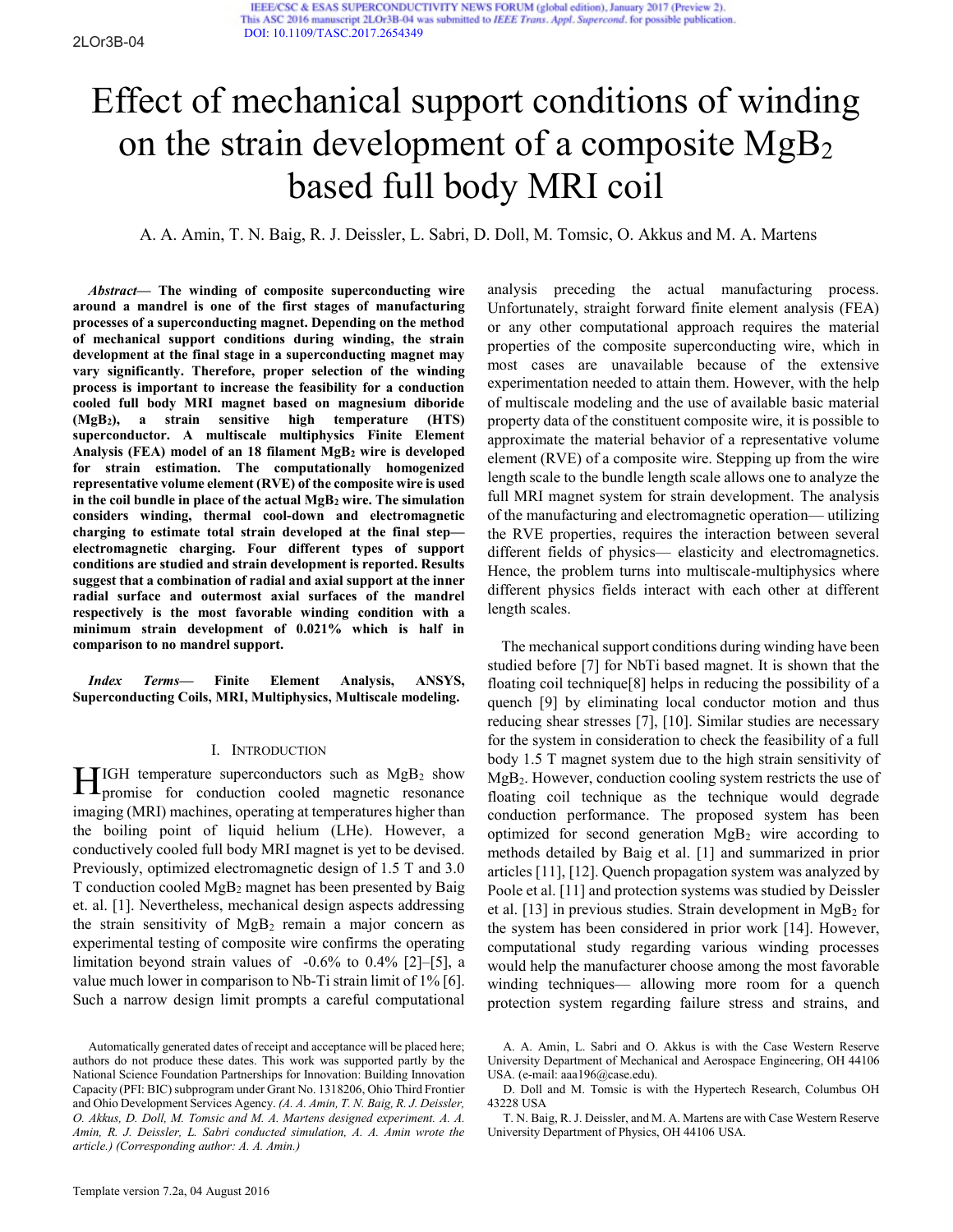# Effect of mechanical support conditions of winding on the strain development of a composite $MgB_2$ based full body MRI coil

A. A. Amin, T. N. Baig, R. J. Deissler, L. Sabri, D. Doll, M. Tomsic, O. Akkus and M. A. Martens

***Abstract*— The winding of composite superconducting wire around a mandrel is one of the first stages of manufacturing processes of a superconducting magnet. Depending on the method of mechanical support conditions during winding, the strain development at the final stage in a superconducting magnet may vary significantly. Therefore, proper selection of the winding process is important to increase the feasibility for a conduction cooled full body MRI magnet based on magnesium diboride ($MgB_2$), a strain sensitive high temperature (HTS) superconductor. A multiscale multiphysics Finite Element Analysis (FEA) model of an 18 filament $MgB_2$ wire is developed for strain estimation. The computationally homogenized representative volume element (RVE) of the composite wire is used in the coil bundle in place of the actual $MgB_2$ wire. The simulation considers winding, thermal cool-down and electromagnetic charging to estimate total strain developed at the final step— electromagnetic charging. Four different types of support conditions are studied and strain development is reported. Results suggest that a combination of radial and axial support at the inner radial surface and outermost axial surfaces of the mandrel respectively is the most favorable winding condition with a minimum strain development of 0.021% which is half in comparison to no mandrel support.**

***Index Terms*— Finite Element Analysis, ANSYS, Superconducting Coils, MRI, Multiphysics, Multiscale modeling.**

## I. Introduction

HIGH temperature superconductors such as $MgB_2$ show promise for conduction cooled magnetic resonance imaging (MRI) machines, operating at temperatures higher than the boiling point of liquid helium (LHe). However, a conductively cooled full body MRI magnet is yet to be devised. Previously, optimized electromagnetic design of 1.5 T and 3.0 T conduction cooled $MgB_2$ magnet has been presented by Baig et. al. [1]. Nevertheless, mechanical design aspects addressing the strain sensitivity of $MgB_2$ remain a major concern as experimental testing of composite wire confirms the operating limitation beyond strain values of -0.6% to 0.4% [2]–[5], a value much lower in comparison to Nb-Ti strain limit of 1% [6]. Such a narrow design limit prompts a careful computational analysis preceding the actual manufacturing process. Unfortunately, straight forward finite element analysis (FEA) or any other computational approach requires the material properties of the composite superconducting wire, which in most cases are unavailable because of the extensive experimentation needed to attain them. However, with the help of multiscale modeling and the use of available basic material property data of the constituent composite wire, it is possible to approximate the material behavior of a representative volume element (RVE) of a composite wire. Stepping up from the wire length scale to the bundle length scale allows one to analyze the full MRI magnet system for strain development. The analysis of the manufacturing and electromagnetic operation— utilizing the RVE properties, requires the interaction between several different fields of physics— elasticity and electromagnetics. Hence, the problem turns into multiscale-multiphysics where different physics fields interact with each other at different length scales.

The mechanical support conditions during winding have been studied before [7] for NbTi based magnet. It is shown that the floating coil technique[8] helps in reducing the possibility of a quench [9] by eliminating local conductor motion and thus reducing shear stresses [7], [10]. Similar studies are necessary for the system in consideration to check the feasibility of a full body 1.5 T magnet system due to the high strain sensitivity of $MgB_2$. However, conduction cooling system restricts the use of floating coil technique as the technique would degrade conduction performance. The proposed system has been optimized for second generation $MgB_2$ wire according to methods detailed by Baig et al. [1] and summarized in prior articles [11], [12]. Quench propagation system was analyzed by Poole et al. [11] and protection systems was studied by Deissler et al. [13] in previous studies. Strain development in $MgB_2$ for the system has been considered in prior work [14]. However, computational study regarding various winding processes would help the manufacturer choose among the most favorable winding techniques— allowing more room for a quench protection system regarding failure stress and strains, and

Automatically generated dates of receipt and acceptance will be placed here; authors do not produce these dates. This work was supported partly by the National Science Foundation Partnerships for Innovation: Building Innovation Capacity (PFI: BIC) subprogram under Grant No. 1318206, Ohio Third Frontier and Ohio Development Services Agency. *(A. A. Amin, T. N. Baig, R. J. Deissler, O. Akkus, D. Doll, M. Tomsic and M. A. Martens designed experiment. A. A. Amin, R. J. Deissler, L. Sabri conducted simulation, A. A. Amin wrote the article.) (Corresponding author: A. A. Amin.)*

A. A. Amin, L. Sabri and O. Akkus is with the Case Western Reserve University Department of Mechanical and Aerospace Engineering, OH 44106 USA. (e-mail: aaa196@case.edu).

D. Doll and M. Tomsic is with the Hypertech Research, Columbus OH 43228 USA

T. N. Baig, R. J. Deissler, and M. A. Martens are with Case Western Reserve University Department of Physics, OH 44106 USA.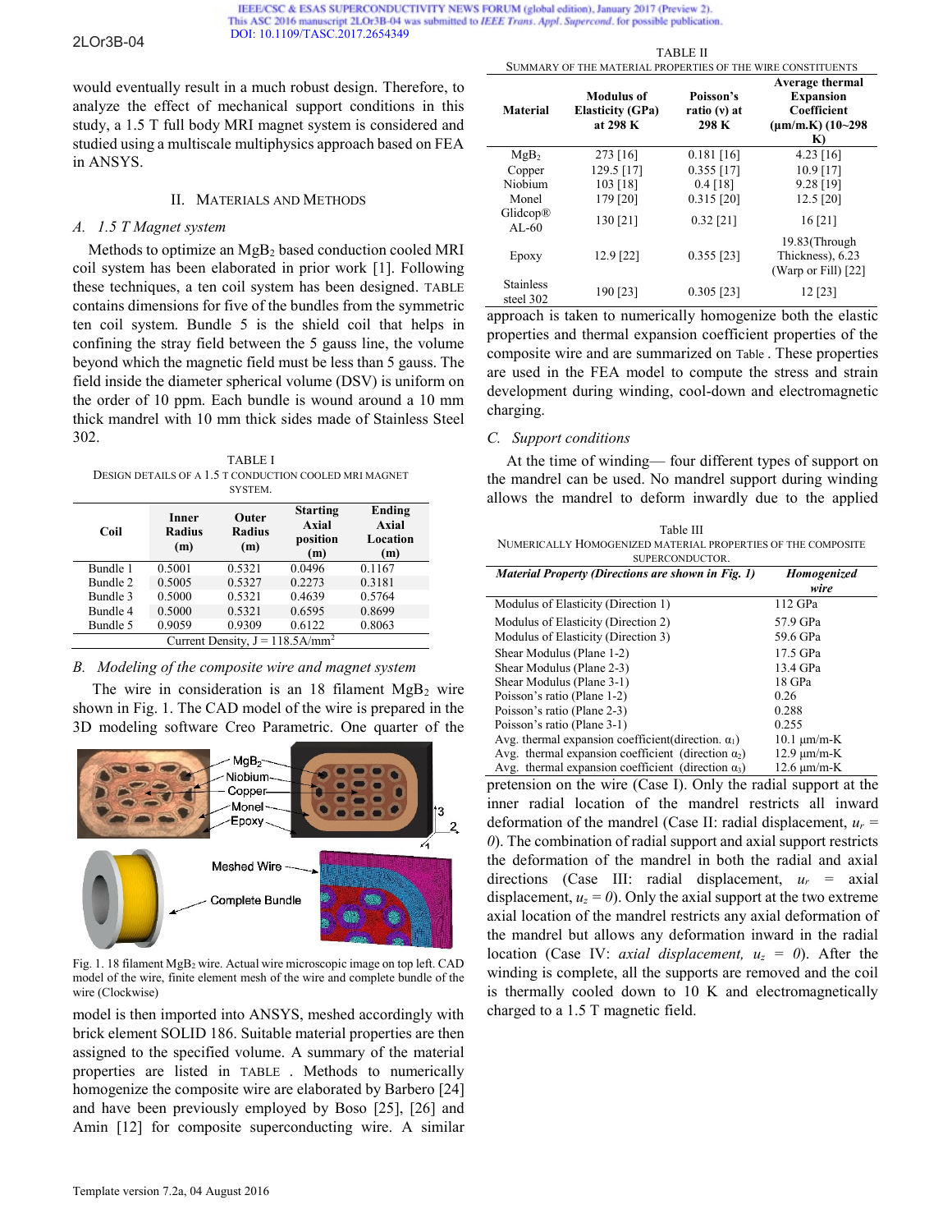would eventually result in a much robust design. Therefore, to analyze the effect of mechanical support conditions in this study, a 1.5 T full body MRI magnet system is considered and studied using a multiscale multiphysics approach based on FEA in ANSYS.

## II. Materials and Methods

### A. 1.5 T Magnet system

Methods to optimize an $MgB_2$ based conduction cooled MRI coil system has been elaborated in prior work [1]. Following these techniques, a ten coil system has been designed. TABLE contains dimensions for five of the bundles from the symmetric ten coil system. Bundle 5 is the shield coil that helps in confining the stray field between the 5 gauss line, the volume beyond which the magnetic field must be less than 5 gauss. The field inside the diameter spherical volume (DSV) is uniform on the order of 10 ppm. Each bundle is wound around a 10 mm thick mandrel with 10 mm thick sides made of Stainless Steel 302.

TABLE I
Design details of a 1.5 T conduction cooled MRI magnet system.

| Coil | Inner Radius (m) | Outer Radius (m) | Starting Axial position (m) | Ending Axial Location (m) |
|---|---|---|---|---|
| Bundle 1 | 0.5001 | 0.5321 | 0.0496 | 0.1167 |
| Bundle 2 | 0.5005 | 0.5327 | 0.2273 | 0.3181 |
| Bundle 3 | 0.5000 | 0.5321 | 0.4639 | 0.5764 |
| Bundle 4 | 0.5000 | 0.5321 | 0.6595 | 0.8699 |
| Bundle 5 | 0.9059 | 0.9309 | 0.6122 | 0.8063 |
| Current Density, J = 118.5A/mm$^2$ | | | | |

### B. Modeling of the composite wire and magnet system

The wire in consideration is an 18 filament $MgB_2$ wire shown in Fig. 1. The CAD model of the wire is prepared in the 3D modeling software Creo Parametric. One quarter of the model is then imported into ANSYS, meshed accordingly with brick element SOLID 186. Suitable material properties are then assigned to the specified volume. A summary of the material properties are listed in TABLE . Methods to numerically homogenize the composite wire are elaborated by Barbero [24] and have been previously employed by Boso [25], [26] and Amin [12] for composite superconducting wire. A similar approach is taken to numerically homogenize both the elastic properties and thermal expansion coefficient properties of the composite wire and are summarized on Table . These properties are used in the FEA model to compute the stress and strain development during winding, cool-down and electromagnetic charging.

Fig. 1. 18 filament $MgB_2$ wire. Actual wire microscopic image on top left. CAD model of the wire, finite element mesh of the wire and complete bundle of the wire (Clockwise)

TABLE II
Summary of the material properties of the wire constituents

| Material | Modulus of Elasticity (GPa) at 298 K | Poisson's ratio (ν) at 298 K | Average thermal Expansion Coefficient (µm/m.K) (10~298 K) |
|---|---|---|---|
| $MgB_2$ | 273 [16] | 0.181 [16] | 4.23 [16] |
| Copper | 129.5 [17] | 0.355 [17] | 10.9 [17] |
| Niobium | 103 [18] | 0.4 [18] | 9.28 [19] |
| Monel | 179 [20] | 0.315 [20] | 12.5 [20] |
| Glidcop® AL-60 | 130 [21] | 0.32 [21] | 16 [21] |
| Epoxy | 12.9 [22] | 0.355 [23] | 19.83(Through Thickness), 6.23 (Warp or Fill) [22] |
| Stainless steel 302 | 190 [23] | 0.305 [23] | 12 [23] |

### C. Support conditions

At the time of winding— four different types of support on the mandrel can be used. No mandrel support during winding allows the mandrel to deform inwardly due to the applied pretension on the wire (Case I). Only the radial support at the inner radial location of the mandrel restricts all inward deformation of the mandrel (Case II: radial displacement, $u_r = 0$). The combination of radial support and axial support restricts the deformation of the mandrel in both the radial and axial directions (Case III: radial displacement, $u_r$ = axial displacement, $u_z = 0$). Only the axial support at the two extreme axial location of the mandrel restricts any axial deformation of the mandrel but allows any deformation inward in the radial location (Case IV: *axial displacement,* $u_z = 0$). After the winding is complete, all the supports are removed and the coil is thermally cooled down to 10 K and electromagnetically charged to a 1.5 T magnetic field.

Table III
Numerically homogenized material properties of the composite superconductor.

| *Material Property (Directions are shown in Fig. 1)* | *Homogenized wire* |
|---|---|
| Modulus of Elasticity (Direction 1) | 112 GPa |
| Modulus of Elasticity (Direction 2) | 57.9 GPa |
| Modulus of Elasticity (Direction 3) | 59.6 GPa |
| Shear Modulus (Plane 1-2) | 17.5 GPa |
| Shear Modulus (Plane 2-3) | 13.4 GPa |
| Shear Modulus (Plane 3-1) | 18 GPa |
| Poisson's ratio (Plane 1-2) | 0.26 |
| Poisson's ratio (Plane 2-3) | 0.288 |
| Poisson's ratio (Plane 3-1) | 0.255 |
| Avg. thermal expansion coefficient(direction. $\alpha_1$) | 10.1 µm/m-K |
| Avg. thermal expansion coefficient (direction $\alpha_2$) | 12.9 µm/m-K |
| Avg. thermal expansion coefficient (direction $\alpha_3$) | 12.6 µm/m-K |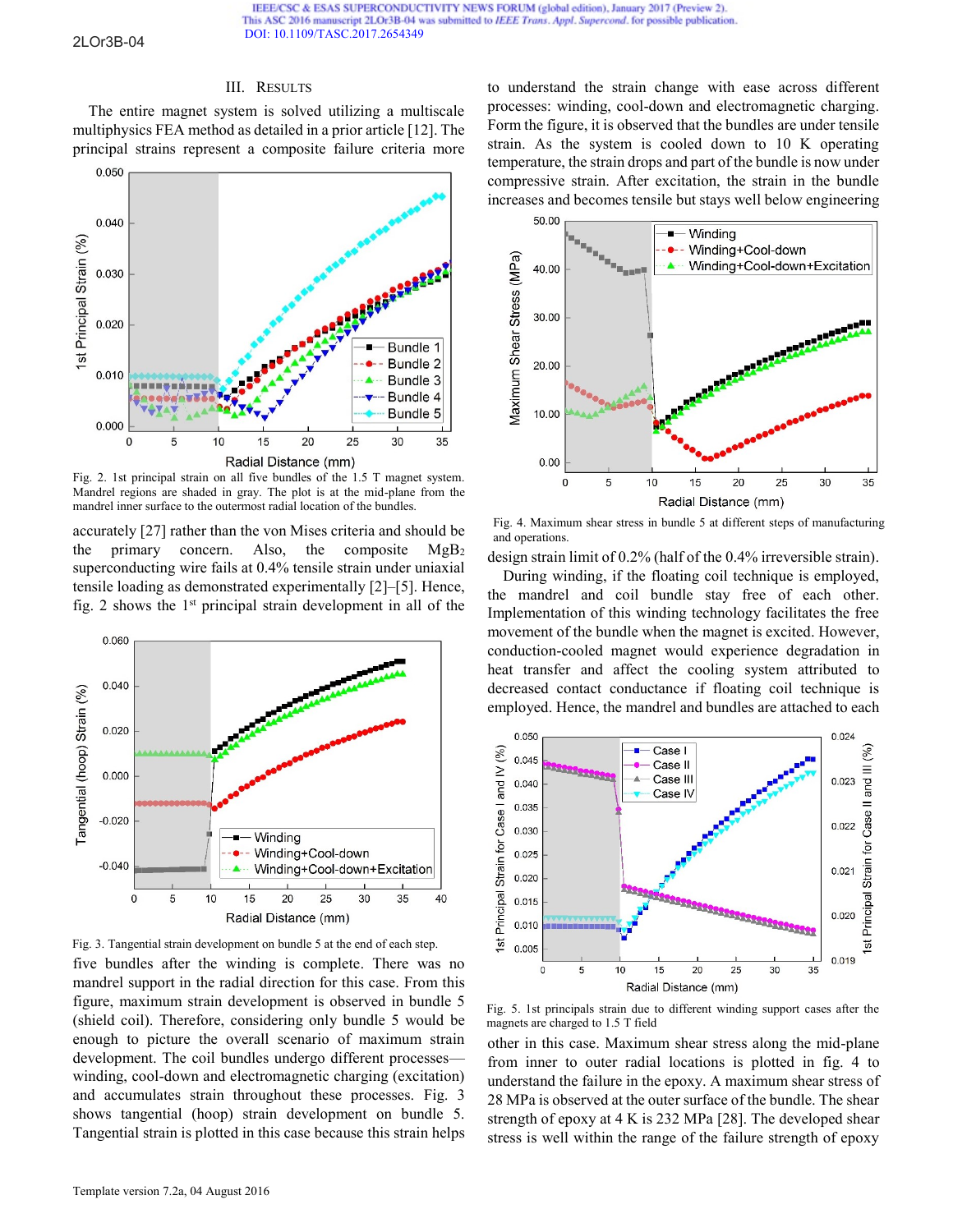## III. RESULTS

The entire magnet system is solved utilizing a multiscale multiphysics FEA method as detailed in a prior article [12]. The principal strains represent a composite failure criteria more accurately [27] rather than the von Mises criteria and should be the primary concern. Also, the composite $MgB_2$ superconducting wire fails at 0.4% tensile strain under uniaxial tensile loading as demonstrated experimentally [2]–[5]. Hence, fig. 2 shows the 1st principal strain development in all of the five bundles after the winding is complete. There was no mandrel support in the radial direction for this case. From this figure, maximum strain development is observed in bundle 5 (shield coil). Therefore, considering only bundle 5 would be enough to picture the overall scenario of maximum strain development. The coil bundles undergo different processes—winding, cool-down and electromagnetic charging (excitation) and accumulates strain throughout these processes. Fig. 3 shows tangential (hoop) strain development on bundle 5. Tangential strain is plotted in this case because this strain helps to understand the strain change with ease across different processes: winding, cool-down and electromagnetic charging. Form the figure, it is observed that the bundles are under tensile strain. As the system is cooled down to 10 K operating temperature, the strain drops and part of the bundle is now under compressive strain. After excitation, the strain in the bundle increases and becomes tensile but stays well below engineering design strain limit of 0.2% (half of the 0.4% irreversible strain).

Fig. 2. 1st principal strain on all five bundles of the 1.5 T magnet system. Mandrel regions are shaded in gray. The plot is at the mid-plane from the mandrel inner surface to the outermost radial location of the bundles.

Fig. 3. Tangential strain development on bundle 5 at the end of each step.

Fig. 4. Maximum shear stress in bundle 5 at different steps of manufacturing and operations.

During winding, if the floating coil technique is employed, the mandrel and coil bundle stay free of each other. Implementation of this winding technology facilitates the free movement of the bundle when the magnet is excited. However, conduction-cooled magnet would experience degradation in heat transfer and affect the cooling system attributed to decreased contact conductance if floating coil technique is employed. Hence, the mandrel and bundles are attached to each other in this case. Maximum shear stress along the mid-plane from inner to outer radial locations is plotted in fig. 4 to understand the failure in the epoxy. A maximum shear stress of 28 MPa is observed at the outer surface of the bundle. The shear strength of epoxy at 4 K is 232 MPa [28]. The developed shear stress is well within the range of the failure strength of epoxy

Fig. 5. 1st principals strain due to different winding support cases after the magnets are charged to 1.5 T field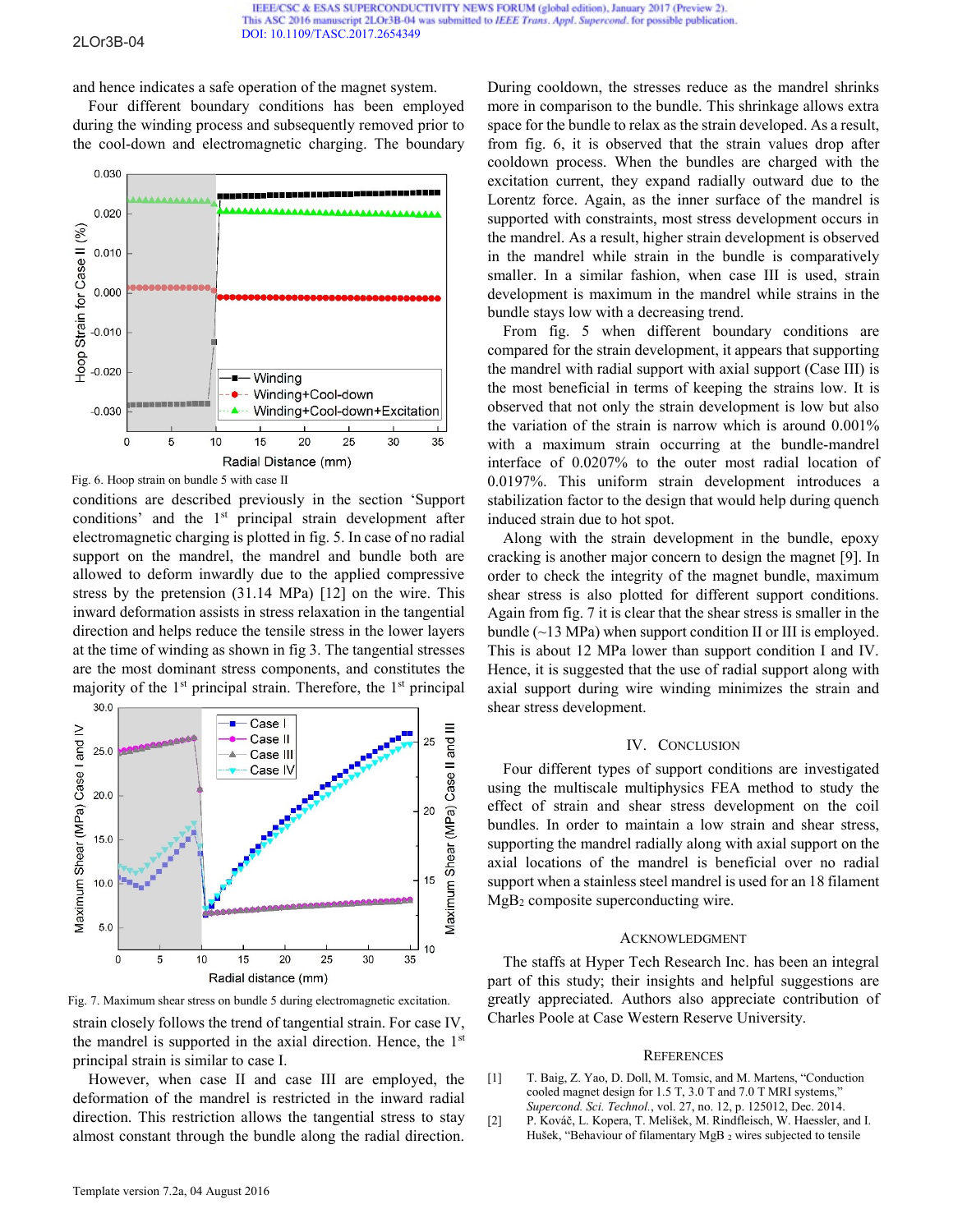and hence indicates a safe operation of the magnet system.

Four different boundary conditions has been employed during the winding process and subsequently removed prior to the cool-down and electromagnetic charging. The boundary conditions are described previously in the section 'Support conditions' and the 1st principal strain development after electromagnetic charging is plotted in fig. 5. In case of no radial support on the mandrel, the mandrel and bundle both are allowed to deform inwardly due to the applied compressive stress by the pretension (31.14 MPa) [12] on the wire. This inward deformation assists in stress relaxation in the tangential direction and helps reduce the tensile stress in the lower layers at the time of winding as shown in fig 3. The tangential stresses are the most dominant stress components, and constitutes the majority of the 1st principal strain. Therefore, the 1st principal strain closely follows the trend of tangential strain. For case IV, the mandrel is supported in the axial direction. Hence, the 1st principal strain is similar to case I.

Fig. 6. Hoop strain on bundle 5 with case II

Fig. 7. Maximum shear stress on bundle 5 during electromagnetic excitation.

However, when case II and case III are employed, the deformation of the mandrel is restricted in the inward radial direction. This restriction allows the tangential stress to stay almost constant through the bundle along the radial direction. During cooldown, the stresses reduce as the mandrel shrinks more in comparison to the bundle. This shrinkage allows extra space for the bundle to relax as the strain developed. As a result, from fig. 6, it is observed that the strain values drop after cooldown process. When the bundles are charged with the excitation current, they expand radially outward due to the Lorentz force. Again, as the inner surface of the mandrel is supported with constraints, most stress development occurs in the mandrel. As a result, higher strain development is observed in the mandrel while strain in the bundle is comparatively smaller. In a similar fashion, when case III is used, strain development is maximum in the mandrel while strains in the bundle stays low with a decreasing trend.

From fig. 5 when different boundary conditions are compared for the strain development, it appears that supporting the mandrel with radial support with axial support (Case III) is the most beneficial in terms of keeping the strains low. It is observed that not only the strain development is low but also the variation of the strain is narrow which is around 0.001% with a maximum strain occurring at the bundle-mandrel interface of 0.0207% to the outer most radial location of 0.0197%. This uniform strain development introduces a stabilization factor to the design that would help during quench induced strain due to hot spot.

Along with the strain development in the bundle, epoxy cracking is another major concern to design the magnet [9]. In order to check the integrity of the magnet bundle, maximum shear stress is also plotted for different support conditions. Again from fig. 7 it is clear that the shear stress is smaller in the bundle (~13 MPa) when support condition II or III is employed. This is about 12 MPa lower than support condition I and IV. Hence, it is suggested that the use of radial support along with axial support during wire winding minimizes the strain and shear stress development.

## IV. Conclusion

Four different types of support conditions are investigated using the multiscale multiphysics FEA method to study the effect of strain and shear stress development on the coil bundles. In order to maintain a low strain and shear stress, supporting the mandrel radially along with axial support on the axial locations of the mandrel is beneficial over no radial support when a stainless steel mandrel is used for an 18 filament $MgB_2$ composite superconducting wire.

## Acknowledgment

The staffs at Hyper Tech Research Inc. has been an integral part of this study; their insights and helpful suggestions are greatly appreciated. Authors also appreciate contribution of Charles Poole at Case Western Reserve University.

## References

[1] T. Baig, Z. Yao, D. Doll, M. Tomsic, and M. Martens, "Conduction cooled magnet design for 1.5 T, 3.0 T and 7.0 T MRI systems," *Supercond. Sci. Technol.*, vol. 27, no. 12, p. 125012, Dec. 2014.

[2] P. Kováč, L. Kopera, T. Melišek, M. Rindfleisch, W. Haessler, and I. Hušek, "Behaviour of filamentary $MgB_2$ wires subjected to tensile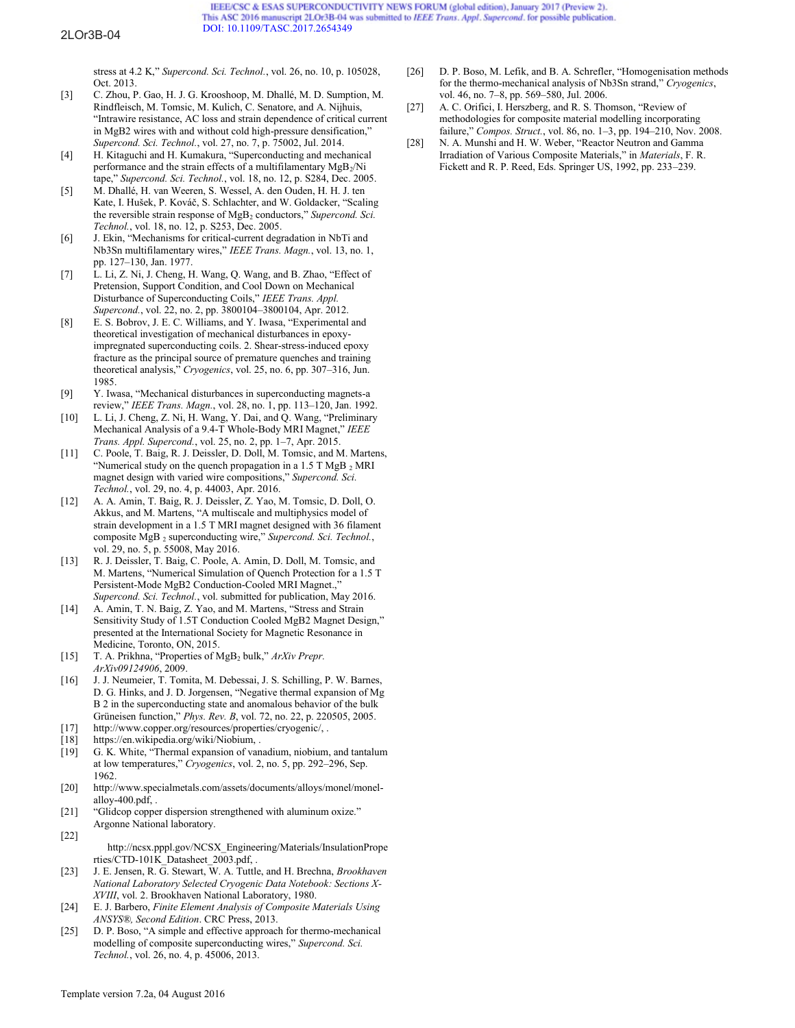stress at 4.2 K," *Supercond. Sci. Technol.*, vol. 26, no. 10, p. 105028, Oct. 2013.

[3] C. Zhou, P. Gao, H. J. G. Krooshoop, M. Dhallé, M. D. Sumption, M. Rindfleisch, M. Tomsic, M. Kulich, C. Senatore, and A. Nijhuis, "Intrawire resistance, AC loss and strain dependence of critical current in MgB2 wires with and without cold high-pressure densification," *Supercond. Sci. Technol.*, vol. 27, no. 7, p. 75002, Jul. 2014.

[4] H. Kitaguchi and H. Kumakura, "Superconducting and mechanical performance and the strain effects of a multifilamentary $MgB_2$/Ni tape," *Supercond. Sci. Technol.*, vol. 18, no. 12, p. S284, Dec. 2005.

[5] M. Dhallé, H. van Weeren, S. Wessel, A. den Ouden, H. H. J. ten Kate, I. Hušek, P. Kováč, S. Schlachter, and W. Goldacker, "Scaling the reversible strain response of $MgB_2$ conductors," *Supercond. Sci. Technol.*, vol. 18, no. 12, p. S253, Dec. 2005.

[6] J. Ekin, "Mechanisms for critical-current degradation in NbTi and Nb3Sn multifilamentary wires," *IEEE Trans. Magn.*, vol. 13, no. 1, pp. 127–130, Jan. 1977.

[7] L. Li, Z. Ni, J. Cheng, H. Wang, Q. Wang, and B. Zhao, "Effect of Pretension, Support Condition, and Cool Down on Mechanical Disturbance of Superconducting Coils," *IEEE Trans. Appl. Supercond.*, vol. 22, no. 2, pp. 3800104–3800104, Apr. 2012.

[8] E. S. Bobrov, J. E. C. Williams, and Y. Iwasa, "Experimental and theoretical investigation of mechanical disturbances in epoxy-impregnated superconducting coils. 2. Shear-stress-induced epoxy fracture as the principal source of premature quenches and training theoretical analysis," *Cryogenics*, vol. 25, no. 6, pp. 307–316, Jun. 1985.

[9] Y. Iwasa, "Mechanical disturbances in superconducting magnets-a review," *IEEE Trans. Magn.*, vol. 28, no. 1, pp. 113–120, Jan. 1992.

[10] L. Li, J. Cheng, Z. Ni, H. Wang, Y. Dai, and Q. Wang, "Preliminary Mechanical Analysis of a 9.4-T Whole-Body MRI Magnet," *IEEE Trans. Appl. Supercond.*, vol. 25, no. 2, pp. 1–7, Apr. 2015.

[11] C. Poole, T. Baig, R. J. Deissler, D. Doll, M. Tomsic, and M. Martens, "Numerical study on the quench propagation in a 1.5 T $MgB_2$ MRI magnet design with varied wire compositions," *Supercond. Sci. Technol.*, vol. 29, no. 4, p. 44003, Apr. 2016.

[12] A. A. Amin, T. Baig, R. J. Deissler, Z. Yao, M. Tomsic, D. Doll, O. Akkus, and M. Martens, "A multiscale and multiphysics model of strain development in a 1.5 T MRI magnet designed with 36 filament composite $MgB_2$ superconducting wire," *Supercond. Sci. Technol.*, vol. 29, no. 5, p. 55008, May 2016.

[13] R. J. Deissler, T. Baig, C. Poole, A. Amin, D. Doll, M. Tomsic, and M. Martens, "Numerical Simulation of Quench Protection for a 1.5 T Persistent-Mode MgB2 Conduction-Cooled MRI Magnet.," *Supercond. Sci. Technol.*, vol. submitted for publication, May 2016.

[14] A. Amin, T. N. Baig, Z. Yao, and M. Martens, "Stress and Strain Sensitivity Study of 1.5T Conduction Cooled MgB2 Magnet Design," presented at the International Society for Magnetic Resonance in Medicine, Toronto, ON, 2015.

[15] T. A. Prikhna, "Properties of $MgB_2$ bulk," *ArXiv Prepr. ArXiv09124906*, 2009.

[16] J. J. Neumeier, T. Tomita, M. Debessai, J. S. Schilling, P. W. Barnes, D. G. Hinks, and J. D. Jorgensen, "Negative thermal expansion of Mg B 2 in the superconducting state and anomalous behavior of the bulk Grüneisen function," *Phys. Rev. B*, vol. 72, no. 22, p. 220505, 2005.

[17] http://www.copper.org/resources/properties/cryogenic/, .

[18] https://en.wikipedia.org/wiki/Niobium, .

[19] G. K. White, "Thermal expansion of vanadium, niobium, and tantalum at low temperatures," *Cryogenics*, vol. 2, no. 5, pp. 292–296, Sep. 1962.

[20] http://www.specialmetals.com/assets/documents/alloys/monel/monel-alloy-400.pdf, .

[21] "Glidcop copper dispersion strengthened with aluminum oxize." Argonne National laboratory.

[22] http://ncsx.pppl.gov/NCSX_Engineering/Materials/InsulationProperties/CTD-101K_Datasheet_2003.pdf, .

[23] J. E. Jensen, R. G. Stewart, W. A. Tuttle, and H. Brechna, *Brookhaven National Laboratory Selected Cryogenic Data Notebook: Sections X-XVIII*, vol. 2. Brookhaven National Laboratory, 1980.

[24] E. J. Barbero, *Finite Element Analysis of Composite Materials Using ANSYS®, Second Edition*. CRC Press, 2013.

[25] D. P. Boso, "A simple and effective approach for thermo-mechanical modelling of composite superconducting wires," *Supercond. Sci. Technol.*, vol. 26, no. 4, p. 45006, 2013.

[26] D. P. Boso, M. Lefik, and B. A. Schrefler, "Homogenisation methods for the thermo-mechanical analysis of Nb3Sn strand," *Cryogenics*, vol. 46, no. 7–8, pp. 569–580, Jul. 2006.

[27] A. C. Orifici, I. Herszberg, and R. S. Thomson, "Review of methodologies for composite material modelling incorporating failure," *Compos. Struct.*, vol. 86, no. 1–3, pp. 194–210, Nov. 2008.

[28] N. A. Munshi and H. W. Weber, "Reactor Neutron and Gamma Irradiation of Various Composite Materials," in *Materials*, F. R. Fickett and R. P. Reed, Eds. Springer US, 1992, pp. 233–239.